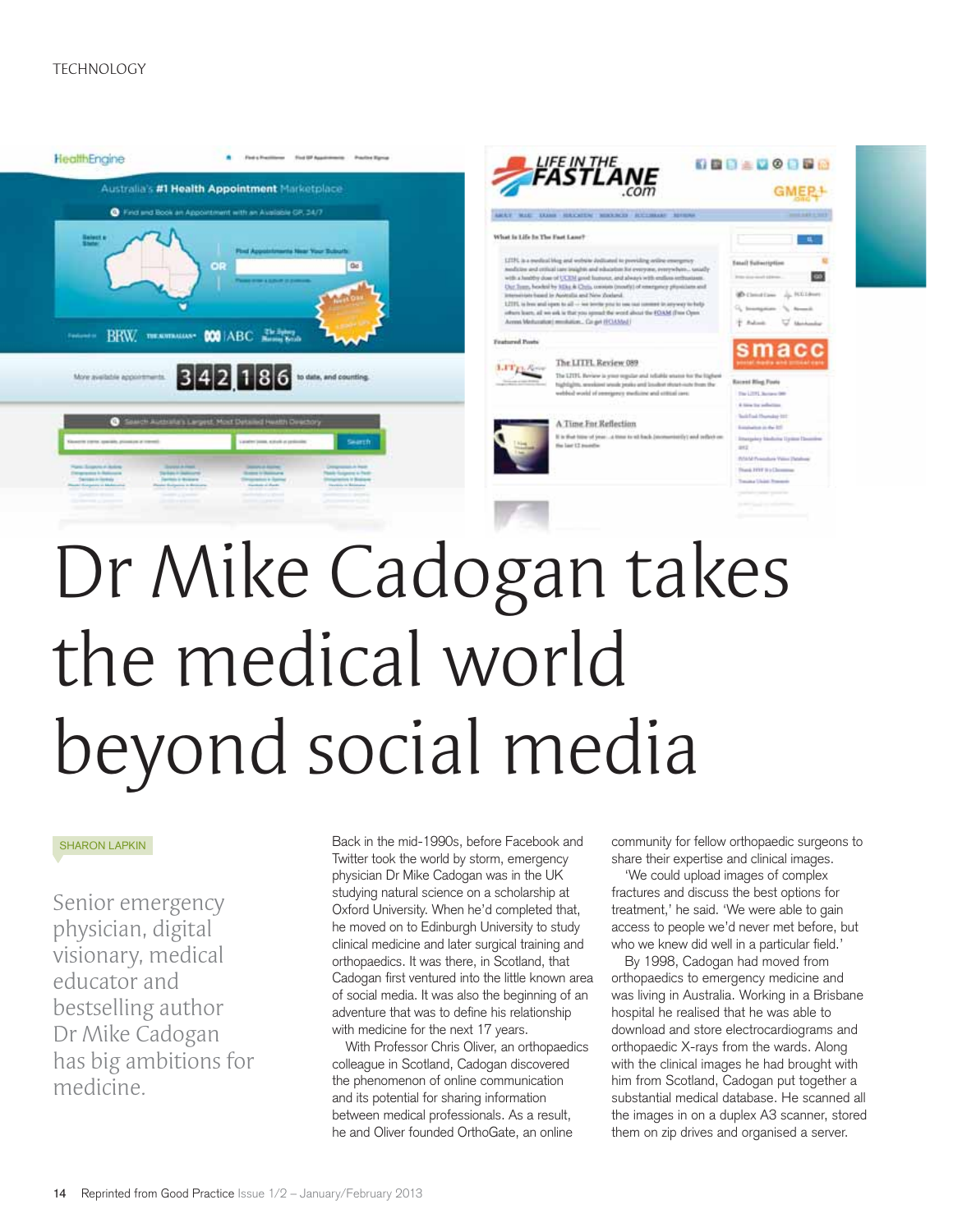# Dr Mike Cadogan takes the medical world beyond social media

SHARON LAPKIN

Senior emergency physician, digital visionary, medical educator and bestselling author Dr Mike Cadogan has big ambitions for medicine.

Back in the mid-1990s, before Facebook and Twitter took the world by storm, emergency physician Dr Mike Cadogan was in the UK studying natural science on a scholarship at Oxford University. When he'd completed that, he moved on to Edinburgh University to study clinical medicine and later surgical training and orthopaedics. It was there, in Scotland, that Cadogan first ventured into the little known area of social media. It was also the beginning of an adventure that was to define his relationship with medicine for the next 17 years.

With Professor Chris Oliver, an orthopaedics colleague in Scotland, Cadogan discovered the phenomenon of online communication and its potential for sharing information between medical professionals. As a result, he and Oliver founded OrthoGate, an online community for fellow orthopaedic surgeons to share their expertise and clinical images.

'We could upload images of complex fractures and discuss the best options for treatment,' he said. 'We were able to gain access to people we'd never met before, but who we knew did well in a particular field.'

By 1998, Cadogan had moved from orthopaedics to emergency medicine and was living in Australia. Working in a Brisbane hospital he realised that he was able to download and store electrocardiograms and orthopaedic X-rays from the wards. Along with the clinical images he had brought with him from Scotland, Cadogan put together a substantial medical database. He scanned all the images in on a duplex A3 scanner, stored them on zip drives and organised a server.

Reprinted from Good Practice Issue 1/2 – January/February 2013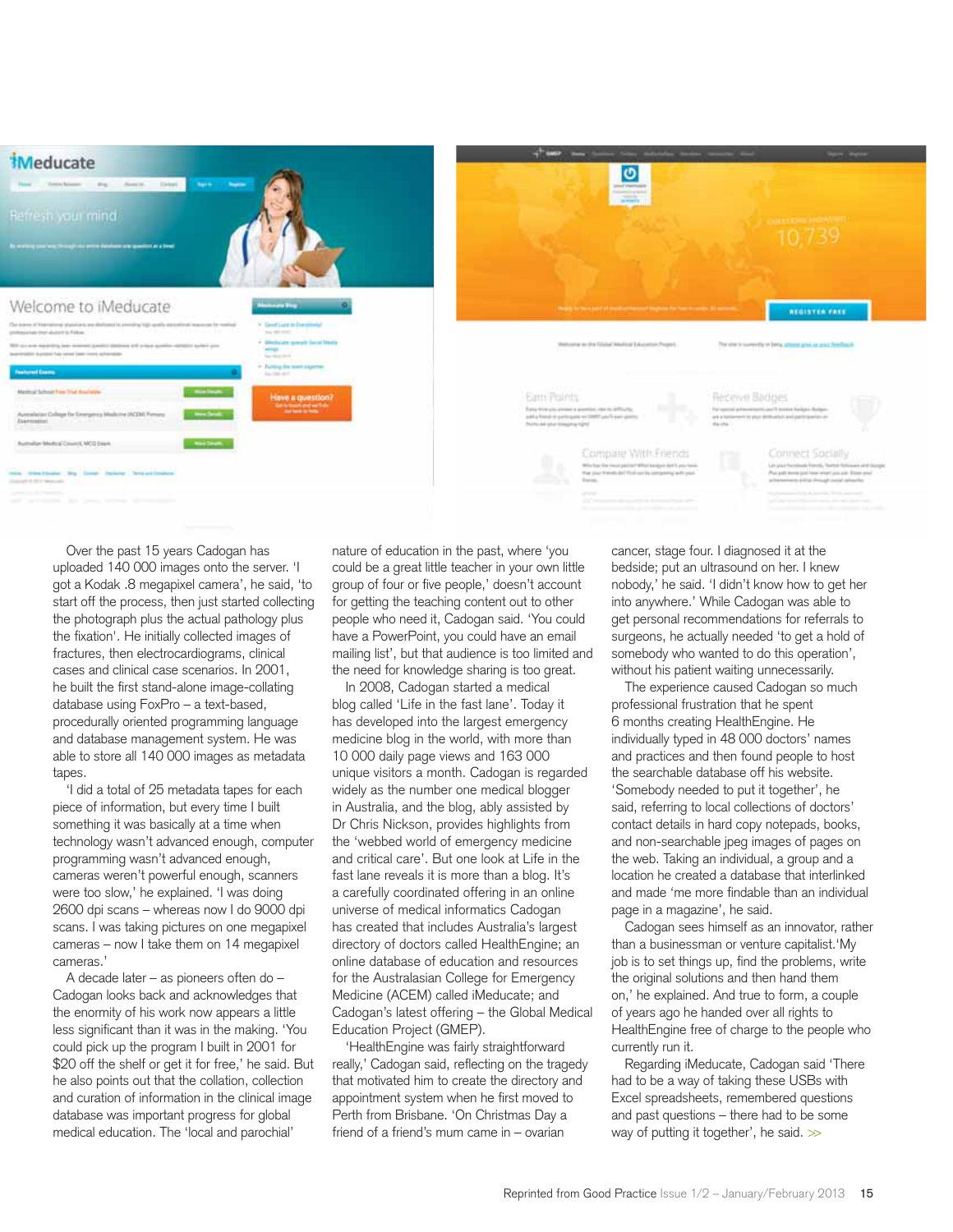Over the past 15 years Cadogan has uploaded 140 000 images onto the server. 'I got a Kodak .8 megapixel camera', he said, 'to start off the process, then just started collecting the photograph plus the actual pathology plus the fixation'. He initially collected images of fractures, then electrocardiograms, clinical cases and clinical case scenarios. In 2001, he built the first stand-alone image-collating database using FoxPro – a text-based, procedurally oriented programming language and database management system. He was able to store all 140 000 images as metadata tapes.

'I did a total of 25 metadata tapes for each piece of information, but every time I built something it was basically at a time when technology wasn't advanced enough, computer programming wasn't advanced enough, cameras weren't powerful enough, scanners were too slow,' he explained. 'I was doing 2600 dpi scans – whereas now I do 9000 dpi scans. I was taking pictures on one megapixel cameras – now I take them on 14 megapixel cameras.'

A decade later – as pioneers often do – Cadogan looks back and acknowledges that the enormity of his work now appears a little less significant than it was in the making. 'You could pick up the program I built in 2001 for $20 off the shelf or get it for free,' he said. But he also points out that the collation, collection and curation of information in the clinical image database was important progress for global medical education. The 'local and parochial' nature of education in the past, where 'you could be a great little teacher in your own little group of four or five people,' doesn't account for getting the teaching content out to other people who need it, Cadogan said. 'You could have a PowerPoint, you could have an email mailing list', but that audience is too limited and the need for knowledge sharing is too great.

In 2008, Cadogan started a medical blog called 'Life in the fast lane'. Today it has developed into the largest emergency medicine blog in the world, with more than 10 000 daily page views and 163 000 unique visitors a month. Cadogan is regarded widely as the number one medical blogger in Australia, and the blog, ably assisted by Dr Chris Nickson, provides highlights from the 'webbed world of emergency medicine and critical care'. But one look at Life in the fast lane reveals it is more than a blog. It's a carefully coordinated offering in an online universe of medical informatics Cadogan has created that includes Australia's largest directory of doctors called HealthEngine; an online database of education and resources for the Australasian College for Emergency Medicine (ACEM) called iMeducate; and Cadogan's latest offering – the Global Medical Education Project (GMEP).

'HealthEngine was fairly straightforward really,' Cadogan said, reflecting on the tragedy that motivated him to create the directory and appointment system when he first moved to Perth from Brisbane. 'On Christmas Day a friend of a friend's mum came in – ovarian cancer, stage four. I diagnosed it at the bedside; put an ultrasound on her. I knew nobody,' he said. 'I didn't know how to get her into anywhere.' While Cadogan was able to get personal recommendations for referrals to surgeons, he actually needed 'to get a hold of somebody who wanted to do this operation', without his patient waiting unnecessarily.

The experience caused Cadogan so much professional frustration that he spent 6 months creating HealthEngine. He individually typed in 48 000 doctors' names and practices and then found people to host the searchable database off his website. 'Somebody needed to put it together', he said, referring to local collections of doctors' contact details in hard copy notepads, books, and non-searchable jpeg images of pages on the web. Taking an individual, a group and a location he created a database that interlinked and made 'me more findable than an individual page in a magazine', he said.

Cadogan sees himself as an innovator, rather than a businessman or venture capitalist. 'My job is to set things up, find the problems, write the original solutions and then hand them on,' he explained. And true to form, a couple of years ago he handed over all rights to HealthEngine free of charge to the people who currently run it.

Regarding iMeducate, Cadogan said 'There had to be a way of taking these USBs with Excel spreadsheets, remembered questions and past questions – there had to be some way of putting it together', he said. >>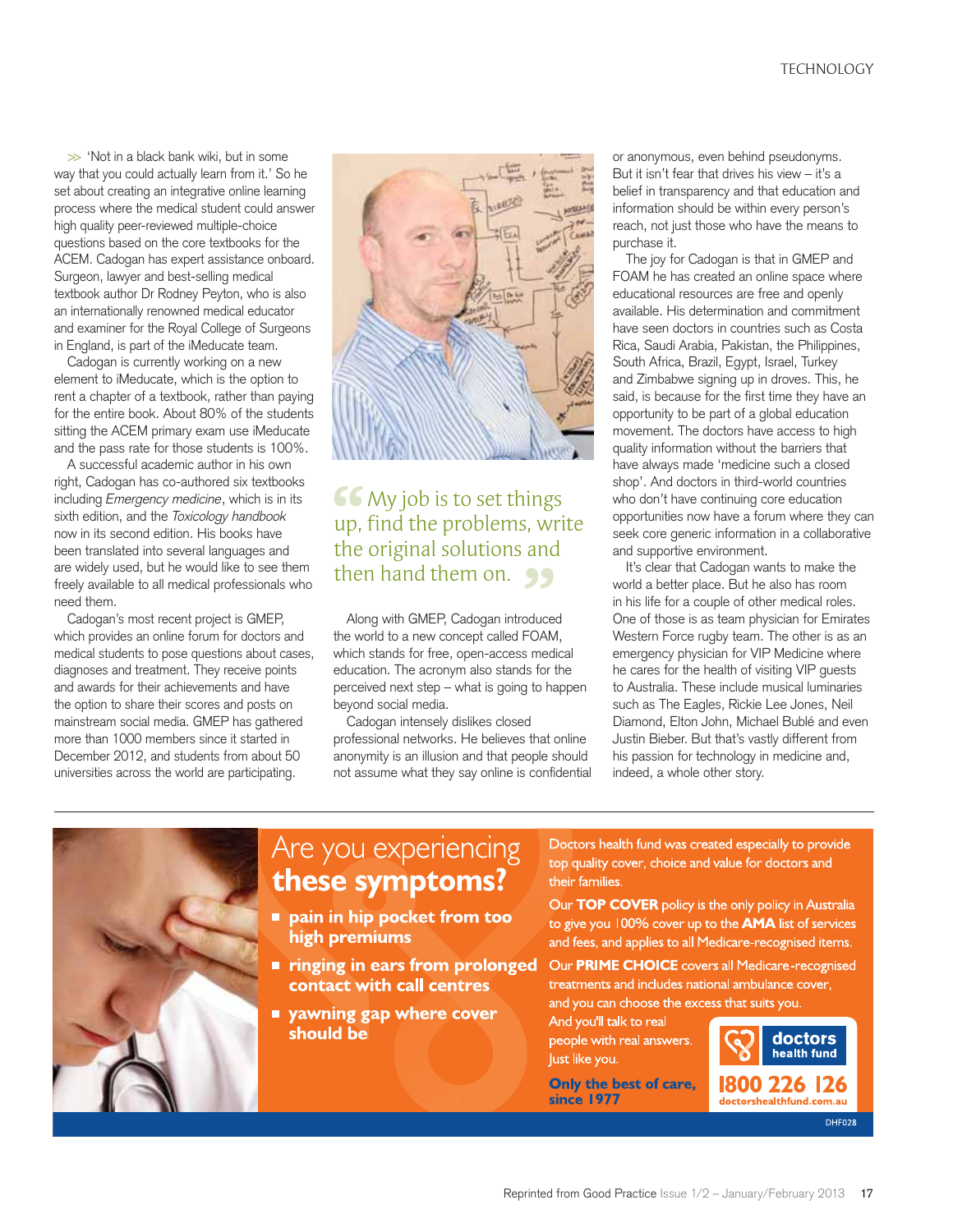≫ 'Not in a black bank wiki, but in some way that you could actually learn from it.' So he set about creating an integrative online learning process where the medical student could answer high quality peer-reviewed multiple-choice questions based on the core textbooks for the ACEM. Cadogan has expert assistance onboard. Surgeon, lawyer and best-selling medical textbook author Dr Rodney Peyton, who is also an internationally renowned medical educator and examiner for the Royal College of Surgeons in England, is part of the iMeducate team.

Cadogan is currently working on a new element to iMeducate, which is the option to rent a chapter of a textbook, rather than paying for the entire book. About 80% of the students sitting the ACEM primary exam use iMeducate and the pass rate for those students is 100%.

A successful academic author in his own right, Cadogan has co-authored six textbooks including *Emergency medicine*, which is in its sixth edition, and the *Toxicology handbook* now in its second edition. His books have been translated into several languages and are widely used, but he would like to see them freely available to all medical professionals who need them.

Cadogan's most recent project is GMEP, which provides an online forum for doctors and medical students to pose questions about cases, diagnoses and treatment. They receive points and awards for their achievements and have the option to share their scores and posts on mainstream social media. GMEP has gathered more than 1000 members since it started in December 2012, and students from about 50 universities across the world are participating.

> "My job is to set things up, find the problems, write the original solutions and then hand them on."

Along with GMEP, Cadogan introduced the world to a new concept called FOAM, which stands for free, open-access medical education. The acronym also stands for the perceived next step – what is going to happen beyond social media.

Cadogan intensely dislikes closed professional networks. He believes that online anonymity is an illusion and that people should not assume what they say online is confidential or anonymous, even behind pseudonyms. But it isn't fear that drives his view – it's a belief in transparency and that education and information should be within every person's reach, not just those who have the means to purchase it.

The joy for Cadogan is that in GMEP and FOAM he has created an online space where educational resources are free and openly available. His determination and commitment have seen doctors in countries such as Costa Rica, Saudi Arabia, Pakistan, the Philippines, South Africa, Brazil, Egypt, Israel, Turkey and Zimbabwe signing up in droves. This, he said, is because for the first time they have an opportunity to be part of a global education movement. The doctors have access to high quality information without the barriers that have always made 'medicine such a closed shop'. And doctors in third-world countries who don't have continuing core education opportunities now have a forum where they can seek core generic information in a collaborative and supportive environment.

It's clear that Cadogan wants to make the world a better place. But he also has room in his life for a couple of other medical roles. One of those is as team physician for Emirates Western Force rugby team. The other is as an emergency physician for VIP Medicine where he cares for the health of visiting VIP guests to Australia. These include musical luminaries such as The Eagles, Rickie Lee Jones, Neil Diamond, Elton John, Michael Bublé and even Justin Bieber. But that's vastly different from his passion for technology in medicine and, indeed, a whole other story.

---

## Are you experiencing **these symptoms?**

- **pain in hip pocket from too high premiums**
- **ringing in ears from prolonged contact with call centres**
- **yawning gap where cover should be**

Doctors health fund was created especially to provide top quality cover, choice and value for doctors and their families.

Our **TOP COVER** policy is the only policy in Australia to give you 100% cover up to the **AMA** list of services and fees, and applies to all Medicare-recognised items.

Our **PRIME CHOICE** covers all Medicare-recognised treatments and includes national ambulance cover, and you can choose the excess that suits you.

And you'll talk to real people with real answers. Just like you.

**Only the best of care, since 1977**

**doctors health fund**

**1800 226 126**

doctorshealthfund.com.au

DHF028